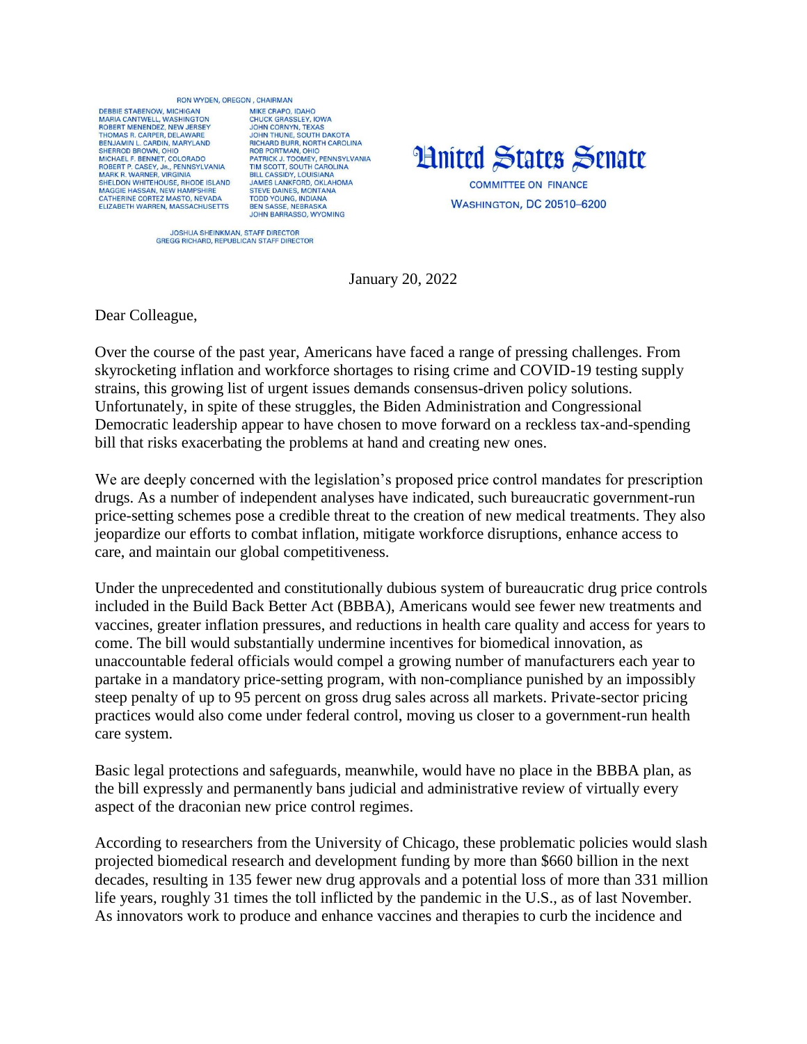RON WYDEN, OREGON, CHAIRMAN

DEBBIE STABENOW, MICHIGAN
MARIA CANTWELL, WASHINGTON
ROBERT MENENDEZ, NEW JERSEY
THOMAS R. CARPER, DELAWARE
BENJAMIN L. CARDIN, MARYLAND
SHERROD BROWN, OHIO
MICHAEL F. BENNET, COLORADO
ROBERT P. CASEY, Jr., PENNSYLVANIA
MARK R. WARNER, VIRGINIA
SHELDON WHITEHOUSE, RHODE ISLAND
MAGGIE HASSAN, NEW HAMPSHIRE
CATHERINE CORTEZ MASTO, NEVADA
ELIZABETH WARREN, MASSACHUSETTS

MIKE CRAPO, IDAHO
CHUCK GRASSLEY, IOWA
JOHN CORNYN, TEXAS
JOHN THUNE, SOUTH DAKOTA
RICHARD BURR, NORTH CAROLINA
ROB PORTMAN, OHIO
PATRICK J. TOOMEY, PENNSYLVANIA
TIM SCOTT, SOUTH CAROLINA
BILL CASSIDY, LOUISIANA
JAMES LANKFORD, OKLAHOMA
STEVE DAINES, MONTANA
TODD YOUNG, INDIANA
BEN SASSE, NEBRASKA
JOHN BARRASSO, WYOMING

JOSHUA SHEINKMAN, STAFF DIRECTOR
GREGG RICHARD, REPUBLICAN STAFF DIRECTOR

# United States Senate

COMMITTEE ON FINANCE

WASHINGTON, DC 20510–6200

January 20, 2022

Dear Colleague,

Over the course of the past year, Americans have faced a range of pressing challenges. From skyrocketing inflation and workforce shortages to rising crime and COVID-19 testing supply strains, this growing list of urgent issues demands consensus-driven policy solutions. Unfortunately, in spite of these struggles, the Biden Administration and Congressional Democratic leadership appear to have chosen to move forward on a reckless tax-and-spending bill that risks exacerbating the problems at hand and creating new ones.

We are deeply concerned with the legislation's proposed price control mandates for prescription drugs. As a number of independent analyses have indicated, such bureaucratic government-run price-setting schemes pose a credible threat to the creation of new medical treatments. They also jeopardize our efforts to combat inflation, mitigate workforce disruptions, enhance access to care, and maintain our global competitiveness.

Under the unprecedented and constitutionally dubious system of bureaucratic drug price controls included in the Build Back Better Act (BBBA), Americans would see fewer new treatments and vaccines, greater inflation pressures, and reductions in health care quality and access for years to come. The bill would substantially undermine incentives for biomedical innovation, as unaccountable federal officials would compel a growing number of manufacturers each year to partake in a mandatory price-setting program, with non-compliance punished by an impossibly steep penalty of up to 95 percent on gross drug sales across all markets. Private-sector pricing practices would also come under federal control, moving us closer to a government-run health care system.

Basic legal protections and safeguards, meanwhile, would have no place in the BBBA plan, as the bill expressly and permanently bans judicial and administrative review of virtually every aspect of the draconian new price control regimes.

According to researchers from the University of Chicago, these problematic policies would slash projected biomedical research and development funding by more than $660 billion in the next decades, resulting in 135 fewer new drug approvals and a potential loss of more than 331 million life years, roughly 31 times the toll inflicted by the pandemic in the U.S., as of last November. As innovators work to produce and enhance vaccines and therapies to curb the incidence and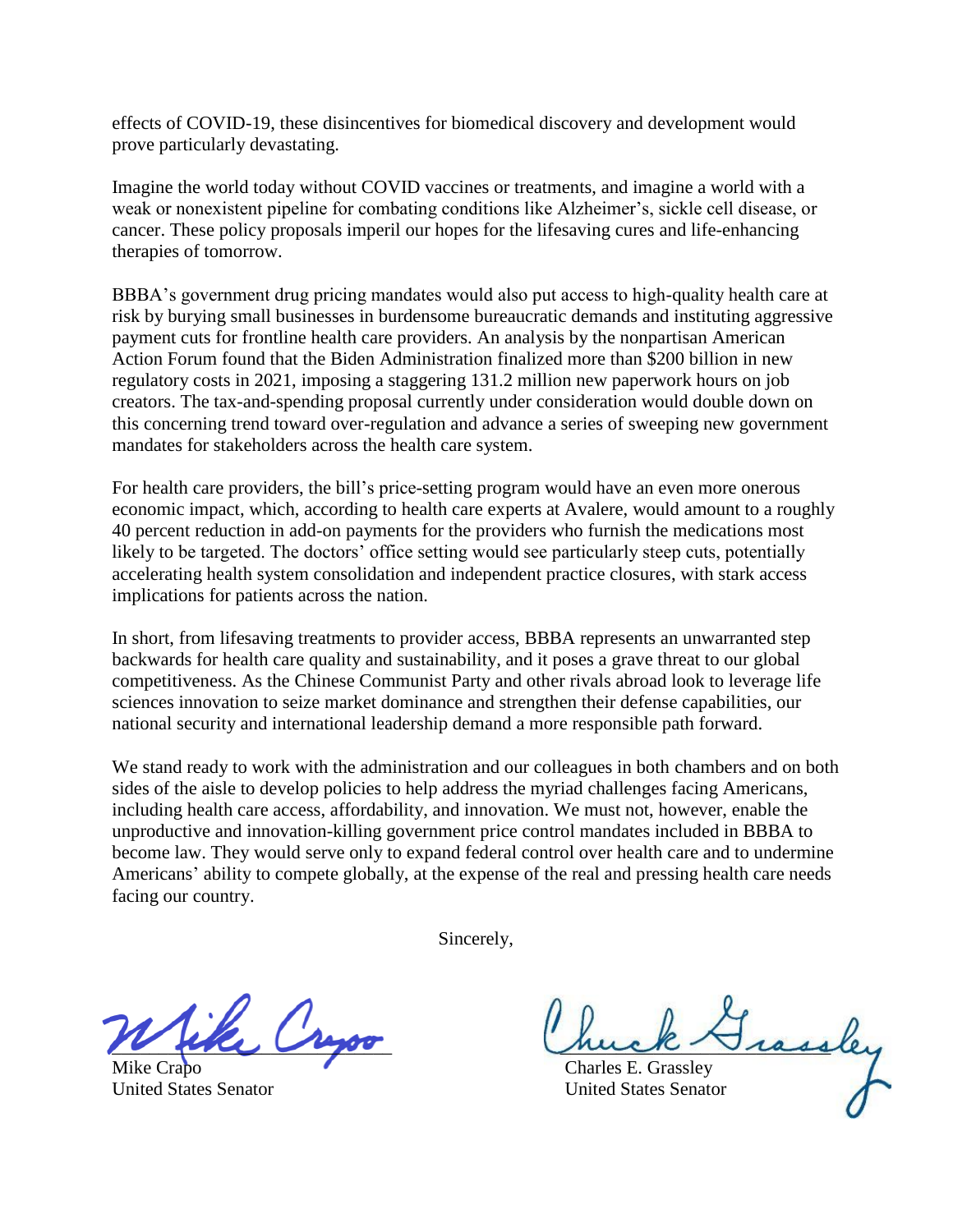effects of COVID-19, these disincentives for biomedical discovery and development would prove particularly devastating.

Imagine the world today without COVID vaccines or treatments, and imagine a world with a weak or nonexistent pipeline for combating conditions like Alzheimer's, sickle cell disease, or cancer. These policy proposals imperil our hopes for the lifesaving cures and life-enhancing therapies of tomorrow.

BBBA's government drug pricing mandates would also put access to high-quality health care at risk by burying small businesses in burdensome bureaucratic demands and instituting aggressive payment cuts for frontline health care providers. An analysis by the nonpartisan American Action Forum found that the Biden Administration finalized more than $200 billion in new regulatory costs in 2021, imposing a staggering 131.2 million new paperwork hours on job creators. The tax-and-spending proposal currently under consideration would double down on this concerning trend toward over-regulation and advance a series of sweeping new government mandates for stakeholders across the health care system.

For health care providers, the bill's price-setting program would have an even more onerous economic impact, which, according to health care experts at Avalere, would amount to a roughly 40 percent reduction in add-on payments for the providers who furnish the medications most likely to be targeted. The doctors' office setting would see particularly steep cuts, potentially accelerating health system consolidation and independent practice closures, with stark access implications for patients across the nation.

In short, from lifesaving treatments to provider access, BBBA represents an unwarranted step backwards for health care quality and sustainability, and it poses a grave threat to our global competitiveness. As the Chinese Communist Party and other rivals abroad look to leverage life sciences innovation to seize market dominance and strengthen their defense capabilities, our national security and international leadership demand a more responsible path forward.

We stand ready to work with the administration and our colleagues in both chambers and on both sides of the aisle to develop policies to help address the myriad challenges facing Americans, including health care access, affordability, and innovation. We must not, however, enable the unproductive and innovation-killing government price control mandates included in BBBA to become law. They would serve only to expand federal control over health care and to undermine Americans' ability to compete globally, at the expense of the real and pressing health care needs facing our country.

Sincerely,

Mike Crapo
United States Senator

Charles E. Grassley
United States Senator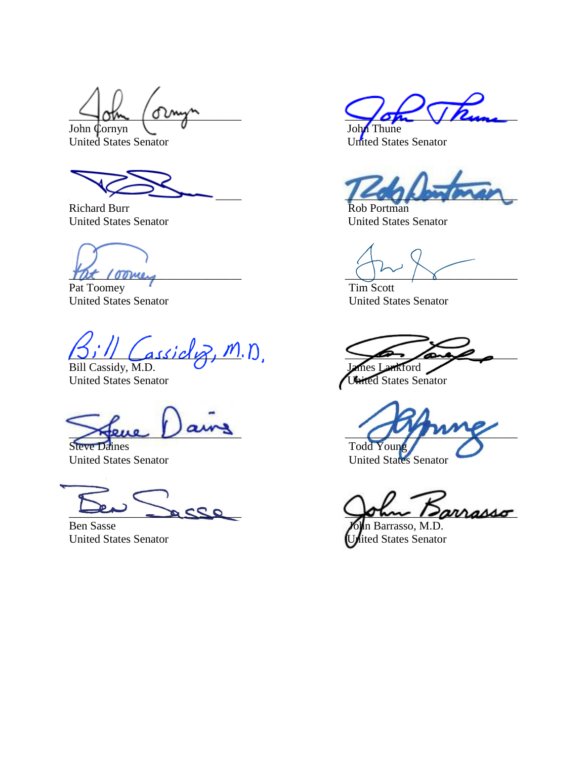John Cornyn
United States Senator

John Thune
United States Senator

Richard Burr
United States Senator

Rob Portman
United States Senator

Pat Toomey
United States Senator

Tim Scott
United States Senator

Bill Cassidy, M.D.
United States Senator

James Lankford
United States Senator

Steve Daines
United States Senator

Todd Young
United States Senator

Ben Sasse
United States Senator

John Barrasso, M.D.
United States Senator